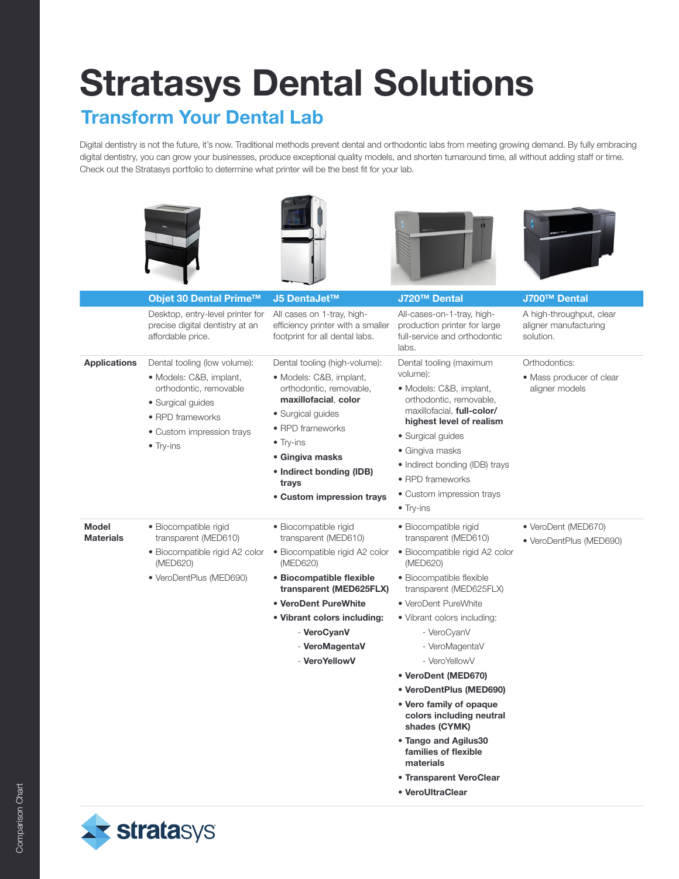# Stratasys Dental Solutions

## Transform Your Dental Lab

Digital dentistry is not the future, it's now. Traditional methods prevent dental and orthodontic labs from meeting growing demand. By fully embracing digital dentistry, you can grow your businesses, produce exceptional quality models, and shorten turnaround time, all without adding staff or time. Check out the Stratasys portfolio to determine what printer will be the best fit for your lab.

| | Objet 30 Dental Prime™ | J5 DentaJet™ | J720™ Dental | J700™ Dental |
|---|---|---|---|---|
| | Desktop, entry-level printer for precise digital dentistry at an affordable price. | All cases on 1-tray, high-efficiency printer with a smaller footprint for all dental labs. | All-cases-on-1-tray, high-production printer for large full-service and orthodontic labs. | A high-throughput, clear aligner manufacturing solution. |
| **Applications** | Dental tooling (low volume):<br>• Models: C&B, implant, orthodontic, removable<br>• Surgical guides<br>• RPD frameworks<br>• Custom impression trays<br>• Try-ins | Dental tooling (high-volume):<br>• Models: C&B, implant, orthodontic, removable, **maxillofacial**, **color**<br>• Surgical guides<br>• RPD frameworks<br>• Try-ins<br>• **Gingiva masks**<br>• **Indirect bonding (IDB) trays**<br>• **Custom impression trays** | Dental tooling (maximum volume):<br>• Models: C&B, implant, orthodontic, removable, maxillofacial, **full-color/ highest level of realism**<br>• Surgical guides<br>• Gingiva masks<br>• Indirect bonding (IDB) trays<br>• RPD frameworks<br>• Custom impression trays<br>• Try-ins | Orthodontics:<br>• Mass producer of clear aligner models |
| **Model Materials** | • Biocompatible rigid transparent (MED610)<br>• Biocompatible rigid A2 color (MED620)<br>• VeroDentPlus (MED690) | • Biocompatible rigid transparent (MED610)<br>• Biocompatible rigid A2 color (MED620)<br>• **Biocompatible flexible transparent (MED625FLX)**<br>• **VeroDent PureWhite**<br>• **Vibrant colors including:**<br>- **VeroCyanV**<br>- **VeroMagentaV**<br>- **VeroYellowV** | • Biocompatible rigid transparent (MED610)<br>• Biocompatible rigid A2 color (MED620)<br>• Biocompatible flexible transparent (MED625FLX)<br>• VeroDent PureWhite<br>• Vibrant colors including:<br>- VeroCyanV<br>- VeroMagentaV<br>- VeroYellowV<br>• **VeroDent (MED670)**<br>• **VeroDentPlus (MED690)**<br>• **Vero family of opaque colors including neutral shades (CYMK)**<br>• **Tango and Agilus30 families of flexible materials**<br>• **Transparent VeroClear**<br>• **VeroUltraClear** | • VeroDent (MED670)<br>• VeroDentPlus (MED690) |

stratasys

Comparison Chart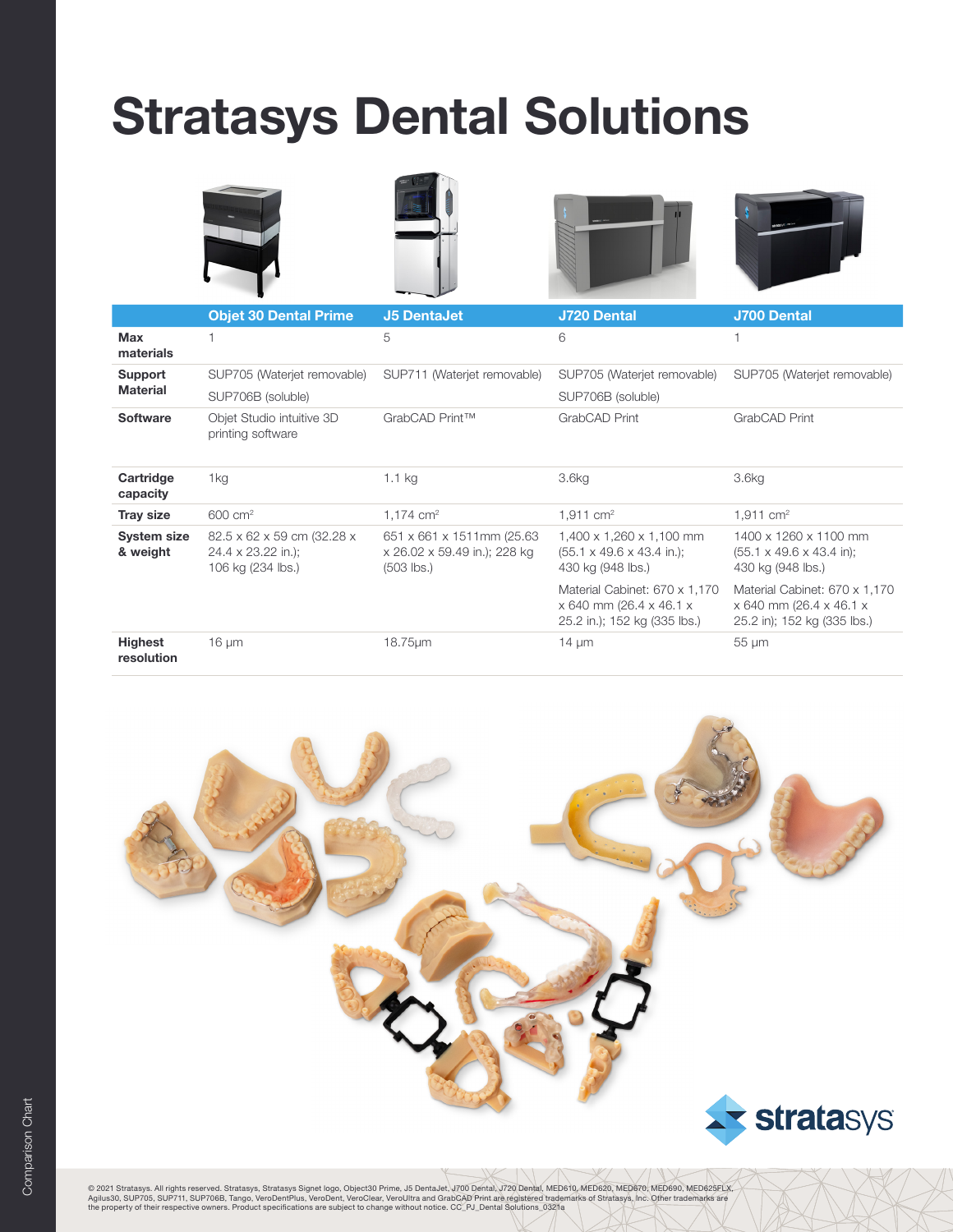# Stratasys Dental Solutions

| | Objet 30 Dental Prime | J5 DentaJet | J720 Dental | J700 Dental |
|---|---|---|---|---|
| **Max materials** | 1 | 5 | 6 | 1 |
| **Support Material** | SUP705 (Waterjet removable)<br>SUP706B (soluble) | SUP711 (Waterjet removable) | SUP705 (Waterjet removable)<br>SUP706B (soluble) | SUP705 (Waterjet removable) |
| **Software** | Objet Studio intuitive 3D printing software | GrabCAD Print™ | GrabCAD Print | GrabCAD Print |
| **Cartridge capacity** | 1kg | 1.1 kg | 3.6kg | 3.6kg |
| **Tray size** | 600 cm² | 1,174 cm² | 1,911 cm² | 1,911 cm² |
| **System size & weight** | 82.5 x 62 x 59 cm (32.28 x 24.4 x 23.22 in.); 106 kg (234 lbs.) | 651 x 661 x 1511mm (25.63 x 26.02 x 59.49 in.); 228 kg (503 lbs.) | 1,400 x 1,260 x 1,100 mm (55.1 x 49.6 x 43.4 in.); 430 kg (948 lbs.)<br>Material Cabinet: 670 x 1,170 x 640 mm (26.4 x 46.1 x 25.2 in.); 152 kg (335 lbs.) | 1400 x 1260 x 1100 mm (55.1 x 49.6 x 43.4 in); 430 kg (948 lbs.)<br>Material Cabinet: 670 x 1,170 x 640 mm (26.4 x 46.1 x 25.2 in); 152 kg (335 lbs.) |
| **Highest resolution** | 16 µm | 18.75µm | 14 µm | 55 µm |

stratasys

© 2021 Stratasys. All rights reserved. Stratasys, Stratasys Signet logo, Object30 Prime, J5 DentaJet, J700 Dental, J720 Dental, MED610, MED620, MED670, MED690, MED625FLX, Agilus30, SUP705, SUP711, SUP706B, Tango, VeroDentPlus, VeroDent, VeroClear, VeroUltra and GrabCAD Print are registered trademarks of Stratasys, Inc. Other trademarks are the property of their respective owners. Product specifications are subject to change without notice. CC_PJ_Dental Solutions_0321a